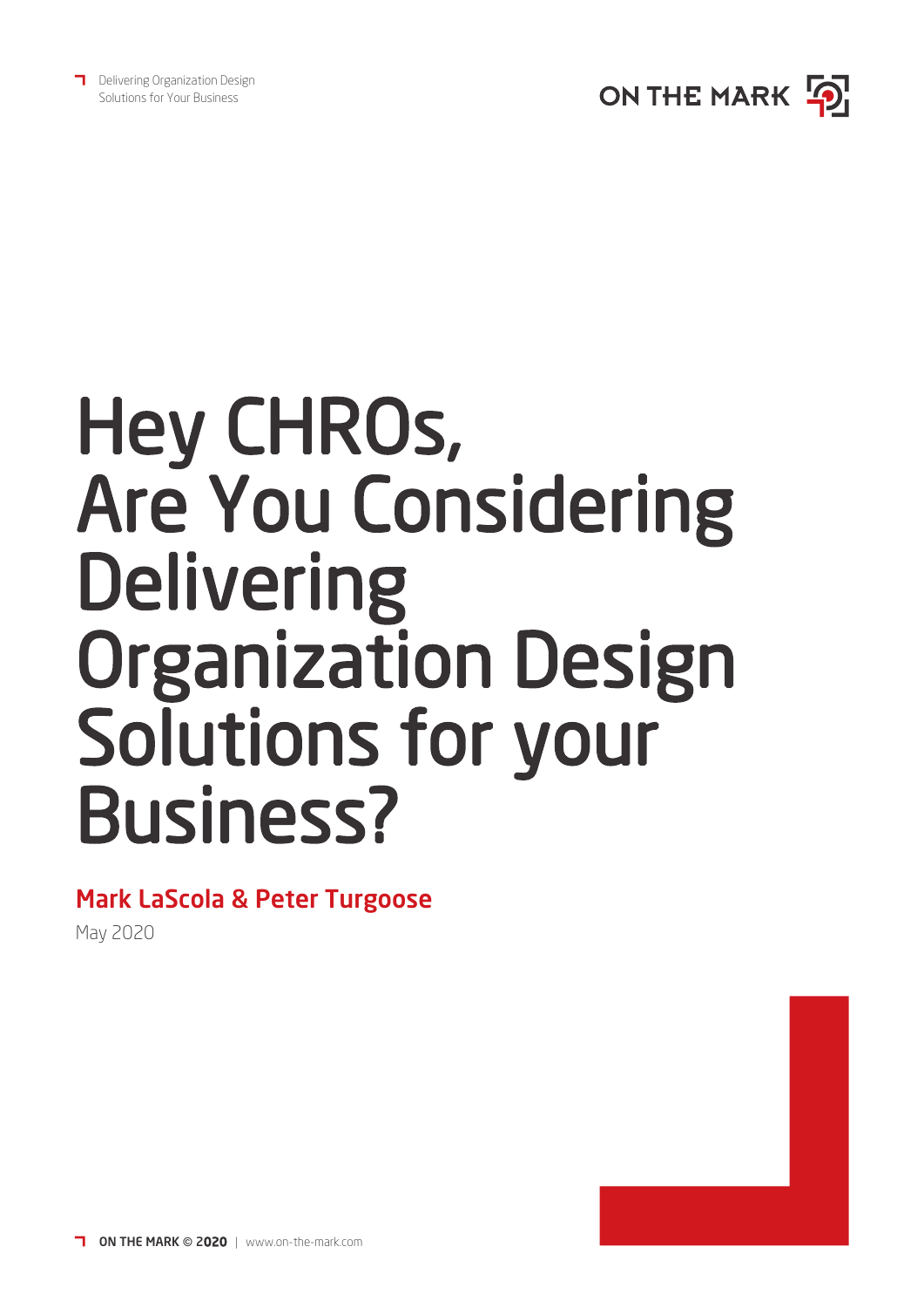# Hey CHROs, Are You Considering Delivering Organization Design Solutions for your Business?

**Mark LaScola & Peter Turgoose**

May 2020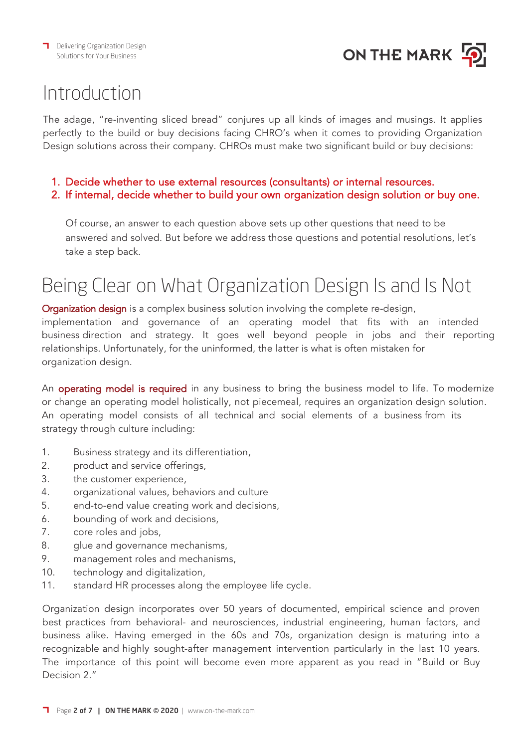# Introduction

The adage, "re-inventing sliced bread" conjures up all kinds of images and musings. It applies perfectly to the build or buy decisions facing CHRO's when it comes to providing Organization Design solutions across their company. CHROs must make two significant build or buy decisions:

1. Decide whether to use external resources (consultants) or internal resources.
2. If internal, decide whether to build your own organization design solution or buy one.

Of course, an answer to each question above sets up other questions that need to be answered and solved. But before we address those questions and potential resolutions, let's take a step back.

# Being Clear on What Organization Design Is and Is Not

Organization design is a complex business solution involving the complete re-design, implementation and governance of an operating model that fits with an intended business direction and strategy. It goes well beyond people in jobs and their reporting relationships. Unfortunately, for the uninformed, the latter is what is often mistaken for organization design.

An operating model is required in any business to bring the business model to life. To modernize or change an operating model holistically, not piecemeal, requires an organization design solution. An operating model consists of all technical and social elements of a business from its strategy through culture including:

1. Business strategy and its differentiation,
2. product and service offerings,
3. the customer experience,
4. organizational values, behaviors and culture
5. end-to-end value creating work and decisions,
6. bounding of work and decisions,
7. core roles and jobs,
8. glue and governance mechanisms,
9. management roles and mechanisms,
10. technology and digitalization,
11. standard HR processes along the employee life cycle.

Organization design incorporates over 50 years of documented, empirical science and proven best practices from behavioral- and neurosciences, industrial engineering, human factors, and business alike. Having emerged in the 60s and 70s, organization design is maturing into a recognizable and highly sought-after management intervention particularly in the last 10 years. The importance of this point will become even more apparent as you read in "Build or Buy Decision 2."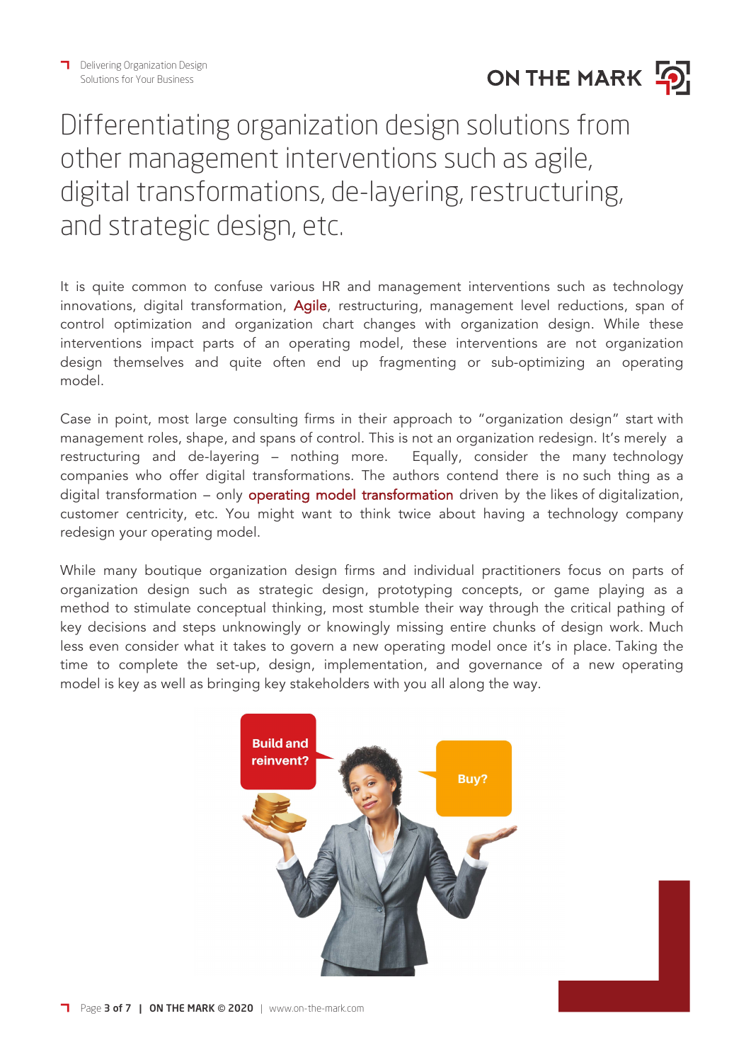# Differentiating organization design solutions from other management interventions such as agile, digital transformations, de-layering, restructuring, and strategic design, etc.

It is quite common to confuse various HR and management interventions such as technology innovations, digital transformation, Agile, restructuring, management level reductions, span of control optimization and organization chart changes with organization design. While these interventions impact parts of an operating model, these interventions are not organization design themselves and quite often end up fragmenting or sub-optimizing an operating model.

Case in point, most large consulting firms in their approach to "organization design" start with management roles, shape, and spans of control. This is not an organization redesign. It's merely a restructuring and de-layering – nothing more. Equally, consider the many technology companies who offer digital transformations. The authors contend there is no such thing as a digital transformation – only operating model transformation driven by the likes of digitalization, customer centricity, etc. You might want to think twice about having a technology company redesign your operating model.

While many boutique organization design firms and individual practitioners focus on parts of organization design such as strategic design, prototyping concepts, or game playing as a method to stimulate conceptual thinking, most stumble their way through the critical pathing of key decisions and steps unknowingly or knowingly missing entire chunks of design work. Much less even consider what it takes to govern a new operating model once it's in place. Taking the time to complete the set-up, design, implementation, and governance of a new operating model is key as well as bringing key stakeholders with you all along the way.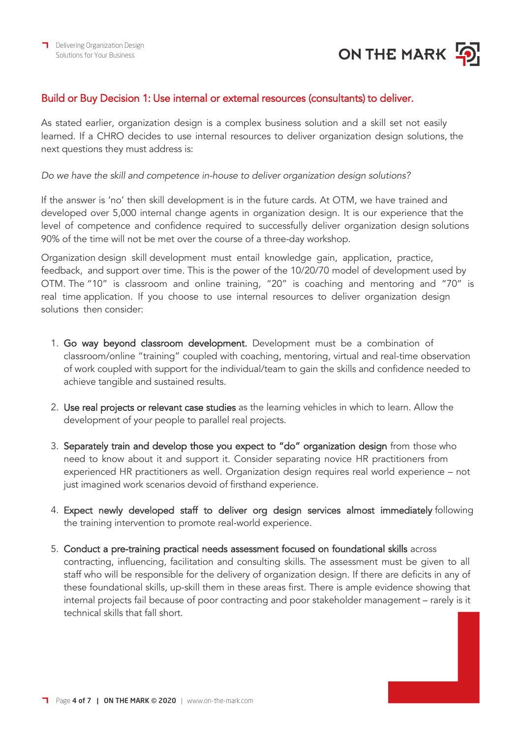## Build or Buy Decision 1: Use internal or external resources (consultants) to deliver.

As stated earlier, organization design is a complex business solution and a skill set not easily learned. If a CHRO decides to use internal resources to deliver organization design solutions, the next questions they must address is:

*Do we have the skill and competence in-house to deliver organization design solutions?*

If the answer is 'no' then skill development is in the future cards. At OTM, we have trained and developed over 5,000 internal change agents in organization design. It is our experience that the level of competence and confidence required to successfully deliver organization design solutions 90% of the time will not be met over the course of a three-day workshop.

Organization design skill development must entail knowledge gain, application, practice, feedback, and support over time. This is the power of the 10/20/70 model of development used by OTM. The "10" is classroom and online training, "20" is coaching and mentoring and "70" is real time application. If you choose to use internal resources to deliver organization design solutions then consider:

1. **Go way beyond classroom development.** Development must be a combination of classroom/online "training" coupled with coaching, mentoring, virtual and real-time observation of work coupled with support for the individual/team to gain the skills and confidence needed to achieve tangible and sustained results.

2. **Use real projects or relevant case studies** as the learning vehicles in which to learn. Allow the development of your people to parallel real projects.

3. **Separately train and develop those you expect to "do" organization design** from those who need to know about it and support it. Consider separating novice HR practitioners from experienced HR practitioners as well. Organization design requires real world experience – not just imagined work scenarios devoid of firsthand experience.

4. **Expect newly developed staff to deliver org design services almost immediately** following the training intervention to promote real-world experience.

5. **Conduct a pre-training practical needs assessment focused on foundational skills** across contracting, influencing, facilitation and consulting skills. The assessment must be given to all staff who will be responsible for the delivery of organization design. If there are deficits in any of these foundational skills, up-skill them in these areas first. There is ample evidence showing that internal projects fail because of poor contracting and poor stakeholder management – rarely is it technical skills that fall short.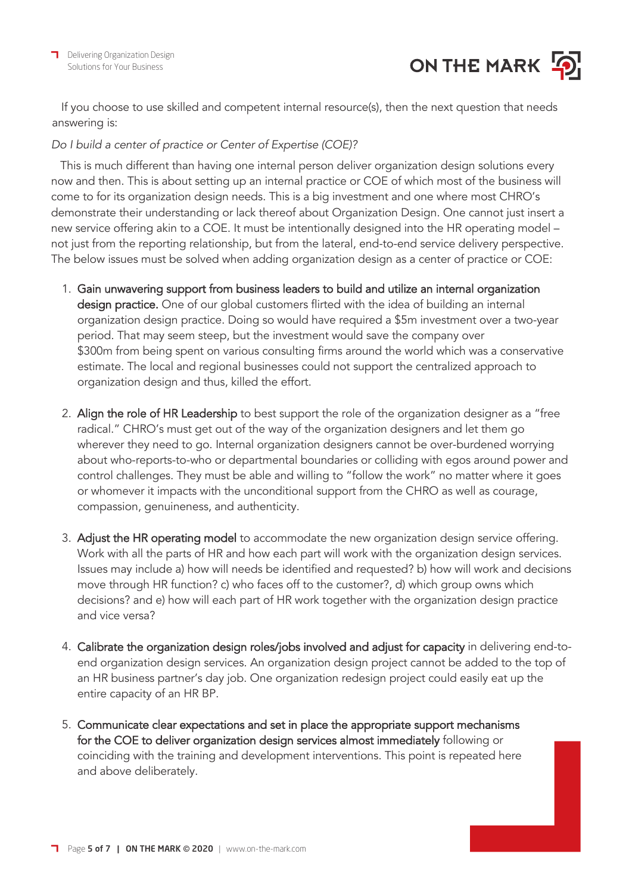If you choose to use skilled and competent internal resource(s), then the next question that needs answering is:

*Do I build a center of practice or Center of Expertise (COE)?*

This is much different than having one internal person deliver organization design solutions every now and then. This is about setting up an internal practice or COE of which most of the business will come to for its organization design needs. This is a big investment and one where most CHRO's demonstrate their understanding or lack thereof about Organization Design. One cannot just insert a new service offering akin to a COE. It must be intentionally designed into the HR operating model – not just from the reporting relationship, but from the lateral, end-to-end service delivery perspective. The below issues must be solved when adding organization design as a center of practice or COE:

1. **Gain unwavering support from business leaders to build and utilize an internal organization design practice.** One of our global customers flirted with the idea of building an internal organization design practice. Doing so would have required a $5m investment over a two-year period. That may seem steep, but the investment would save the company over $300m from being spent on various consulting firms around the world which was a conservative estimate. The local and regional businesses could not support the centralized approach to organization design and thus, killed the effort.

2. **Align the role of HR Leadership** to best support the role of the organization designer as a "free radical." CHRO's must get out of the way of the organization designers and let them go wherever they need to go. Internal organization designers cannot be over-burdened worrying about who-reports-to-who or departmental boundaries or colliding with egos around power and control challenges. They must be able and willing to "follow the work" no matter where it goes or whomever it impacts with the unconditional support from the CHRO as well as courage, compassion, genuineness, and authenticity.

3. **Adjust the HR operating model** to accommodate the new organization design service offering. Work with all the parts of HR and how each part will work with the organization design services. Issues may include a) how will needs be identified and requested? b) how will work and decisions move through HR function? c) who faces off to the customer?, d) which group owns which decisions? and e) how will each part of HR work together with the organization design practice and vice versa?

4. **Calibrate the organization design roles/jobs involved and adjust for capacity** in delivering end-to-end organization design services. An organization design project cannot be added to the top of an HR business partner's day job. One organization redesign project could easily eat up the entire capacity of an HR BP.

5. **Communicate clear expectations and set in place the appropriate support mechanisms for the COE to deliver organization design services almost immediately** following or coinciding with the training and development interventions. This point is repeated here and above deliberately.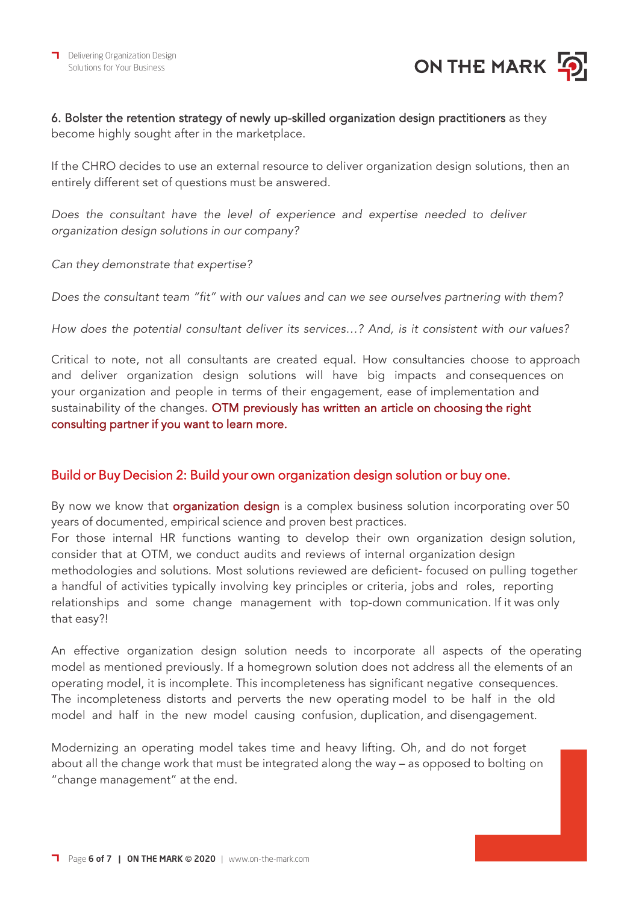6. Bolster the retention strategy of newly up-skilled organization design practitioners as they become highly sought after in the marketplace.

If the CHRO decides to use an external resource to deliver organization design solutions, then an entirely different set of questions must be answered.

*Does the consultant have the level of experience and expertise needed to deliver organization design solutions in our company?*

*Can they demonstrate that expertise?*

*Does the consultant team "fit" with our values and can we see ourselves partnering with them?*

*How does the potential consultant deliver its services…? And, is it consistent with our values?*

Critical to note, not all consultants are created equal. How consultancies choose to approach and deliver organization design solutions will have big impacts and consequences on your organization and people in terms of their engagement, ease of implementation and sustainability of the changes. OTM previously has written an article on choosing the right consulting partner if you want to learn more.

## Build or Buy Decision 2: Build your own organization design solution or buy one.

By now we know that organization design is a complex business solution incorporating over 50 years of documented, empirical science and proven best practices.

For those internal HR functions wanting to develop their own organization design solution, consider that at OTM, we conduct audits and reviews of internal organization design methodologies and solutions. Most solutions reviewed are deficient- focused on pulling together a handful of activities typically involving key principles or criteria, jobs and roles, reporting relationships and some change management with top-down communication. If it was only that easy?!

An effective organization design solution needs to incorporate all aspects of the operating model as mentioned previously. If a homegrown solution does not address all the elements of an operating model, it is incomplete. This incompleteness has significant negative consequences. The incompleteness distorts and perverts the new operating model to be half in the old model and half in the new model causing confusion, duplication, and disengagement.

Modernizing an operating model takes time and heavy lifting. Oh, and do not forget about all the change work that must be integrated along the way – as opposed to bolting on "change management" at the end.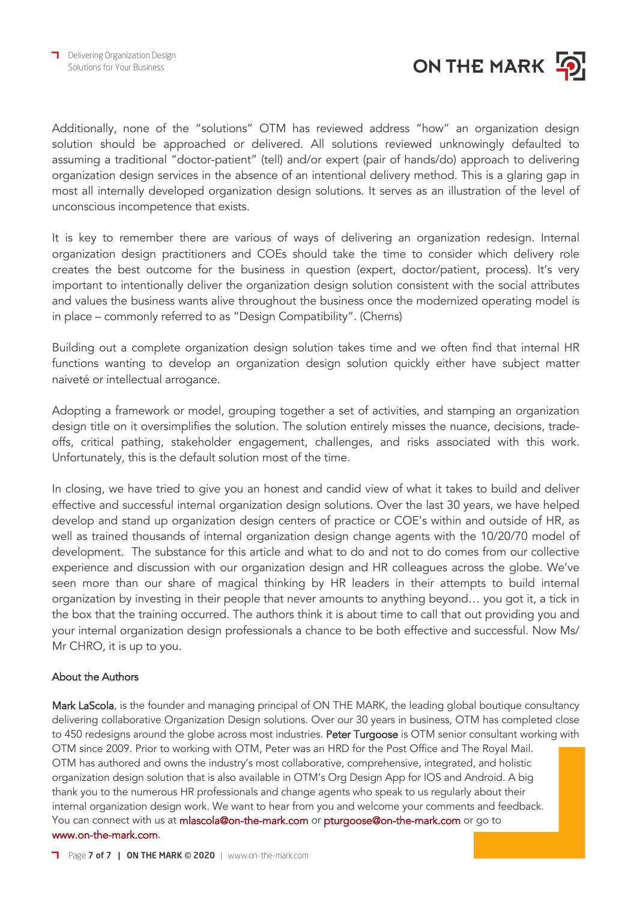Additionally, none of the "solutions" OTM has reviewed address "how" an organization design solution should be approached or delivered. All solutions reviewed unknowingly defaulted to assuming a traditional "doctor-patient" (tell) and/or expert (pair of hands/do) approach to delivering organization design services in the absence of an intentional delivery method. This is a glaring gap in most all internally developed organization design solutions. It serves as an illustration of the level of unconscious incompetence that exists.

It is key to remember there are various of ways of delivering an organization redesign. Internal organization design practitioners and COEs should take the time to consider which delivery role creates the best outcome for the business in question (expert, doctor/patient, process). It's very important to intentionally deliver the organization design solution consistent with the social attributes and values the business wants alive throughout the business once the modernized operating model is in place – commonly referred to as "Design Compatibility". (Cherns)

Building out a complete organization design solution takes time and we often find that internal HR functions wanting to develop an organization design solution quickly either have subject matter naiveté or intellectual arrogance.

Adopting a framework or model, grouping together a set of activities, and stamping an organization design title on it oversimplifies the solution. The solution entirely misses the nuance, decisions, trade-offs, critical pathing, stakeholder engagement, challenges, and risks associated with this work. Unfortunately, this is the default solution most of the time.

In closing, we have tried to give you an honest and candid view of what it takes to build and deliver effective and successful internal organization design solutions. Over the last 30 years, we have helped develop and stand up organization design centers of practice or COE's within and outside of HR, as well as trained thousands of internal organization design change agents with the 10/20/70 model of development. The substance for this article and what to do and not to do comes from our collective experience and discussion with our organization design and HR colleagues across the globe. We've seen more than our share of magical thinking by HR leaders in their attempts to build internal organization by investing in their people that never amounts to anything beyond… you got it, a tick in the box that the training occurred. The authors think it is about time to call that out providing you and your internal organization design professionals a chance to be both effective and successful. Now Ms/ Mr CHRO, it is up to you.

### About the Authors

**Mark LaScola**, is the founder and managing principal of ON THE MARK, the leading global boutique consultancy delivering collaborative Organization Design solutions. Over our 30 years in business, OTM has completed close to 450 redesigns around the globe across most industries. **Peter Turgoose** is OTM senior consultant working with OTM since 2009. Prior to working with OTM, Peter was an HRD for the Post Office and The Royal Mail. OTM has authored and owns the industry's most collaborative, comprehensive, integrated, and holistic organization design solution that is also available in OTM's Org Design App for IOS and Android. A big thank you to the numerous HR professionals and change agents who speak to us regularly about their internal organization design work. We want to hear from you and welcome your comments and feedback. You can connect with us at mlascola@on-the-mark.com or pturgoose@on-the-mark.com or go to www.on-the-mark.com.